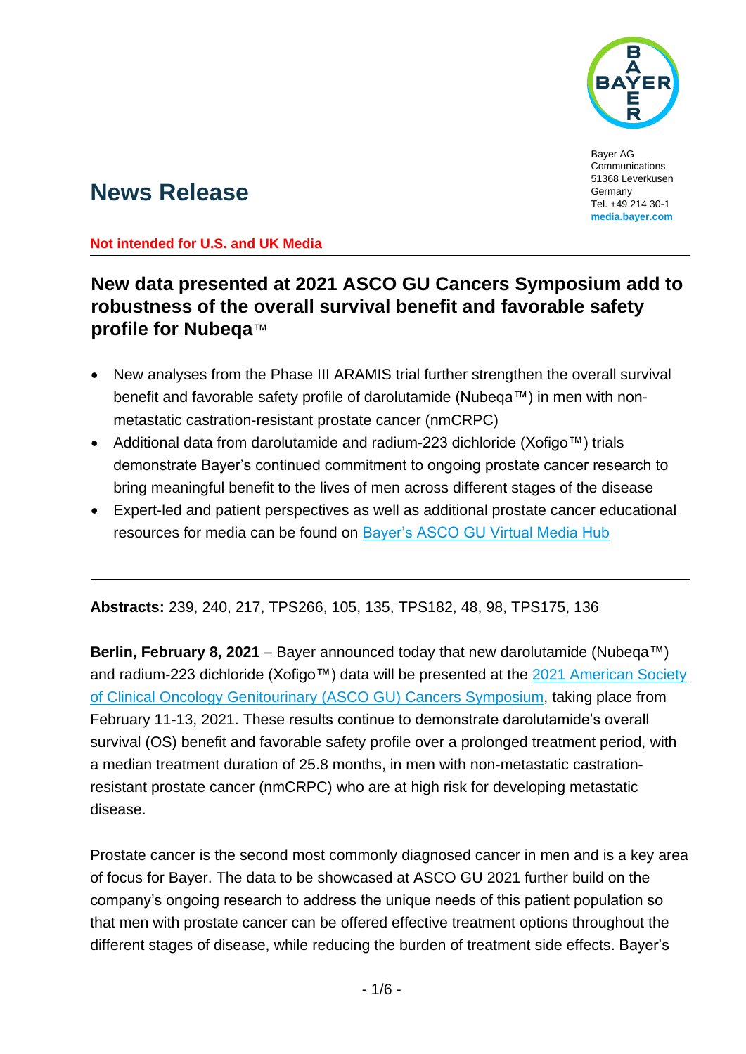Bayer AG
Communications
51368 Leverkusen
Germany
Tel. +49 214 30-1
**media.bayer.com**

# News Release

**Not intended for U.S. and UK Media**

## New data presented at 2021 ASCO GU Cancers Symposium add to robustness of the overall survival benefit and favorable safety profile for Nubeqa™

- New analyses from the Phase III ARAMIS trial further strengthen the overall survival benefit and favorable safety profile of darolutamide (Nubeqa™) in men with non-metastatic castration-resistant prostate cancer (nmCRPC)
- Additional data from darolutamide and radium-223 dichloride (Xofigo™) trials demonstrate Bayer's continued commitment to ongoing prostate cancer research to bring meaningful benefit to the lives of men across different stages of the disease
- Expert-led and patient perspectives as well as additional prostate cancer educational resources for media can be found on Bayer's ASCO GU Virtual Media Hub

**Abstracts:** 239, 240, 217, TPS266, 105, 135, TPS182, 48, 98, TPS175, 136

**Berlin, February 8, 2021** – Bayer announced today that new darolutamide (Nubeqa™) and radium-223 dichloride (Xofigo™) data will be presented at the 2021 American Society of Clinical Oncology Genitourinary (ASCO GU) Cancers Symposium, taking place from February 11-13, 2021. These results continue to demonstrate darolutamide's overall survival (OS) benefit and favorable safety profile over a prolonged treatment period, with a median treatment duration of 25.8 months, in men with non-metastatic castration-resistant prostate cancer (nmCRPC) who are at high risk for developing metastatic disease.

Prostate cancer is the second most commonly diagnosed cancer in men and is a key area of focus for Bayer. The data to be showcased at ASCO GU 2021 further build on the company's ongoing research to address the unique needs of this patient population so that men with prostate cancer can be offered effective treatment options throughout the different stages of disease, while reducing the burden of treatment side effects. Bayer's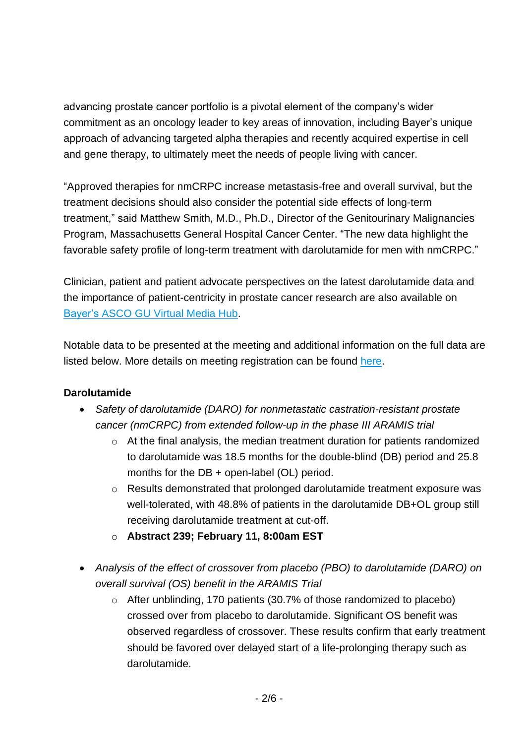advancing prostate cancer portfolio is a pivotal element of the company's wider commitment as an oncology leader to key areas of innovation, including Bayer's unique approach of advancing targeted alpha therapies and recently acquired expertise in cell and gene therapy, to ultimately meet the needs of people living with cancer.

"Approved therapies for nmCRPC increase metastasis-free and overall survival, but the treatment decisions should also consider the potential side effects of long-term treatment," said Matthew Smith, M.D., Ph.D., Director of the Genitourinary Malignancies Program, Massachusetts General Hospital Cancer Center. "The new data highlight the favorable safety profile of long-term treatment with darolutamide for men with nmCRPC."

Clinician, patient and patient advocate perspectives on the latest darolutamide data and the importance of patient-centricity in prostate cancer research are also available on [Bayer's ASCO GU Virtual Media Hub](#).

Notable data to be presented at the meeting and additional information on the full data are listed below. More details on meeting registration can be found [here](#).

**Darolutamide**

- *Safety of darolutamide (DARO) for nonmetastatic castration-resistant prostate cancer (nmCRPC) from extended follow-up in the phase III ARAMIS trial*
  - At the final analysis, the median treatment duration for patients randomized to darolutamide was 18.5 months for the double-blind (DB) period and 25.8 months for the DB + open-label (OL) period.
  - Results demonstrated that prolonged darolutamide treatment exposure was well-tolerated, with 48.8% of patients in the darolutamide DB+OL group still receiving darolutamide treatment at cut-off.
  - **Abstract 239; February 11, 8:00am EST**

- *Analysis of the effect of crossover from placebo (PBO) to darolutamide (DARO) on overall survival (OS) benefit in the ARAMIS Trial*
  - After unblinding, 170 patients (30.7% of those randomized to placebo) crossed over from placebo to darolutamide. Significant OS benefit was observed regardless of crossover. These results confirm that early treatment should be favored over delayed start of a life-prolonging therapy such as darolutamide.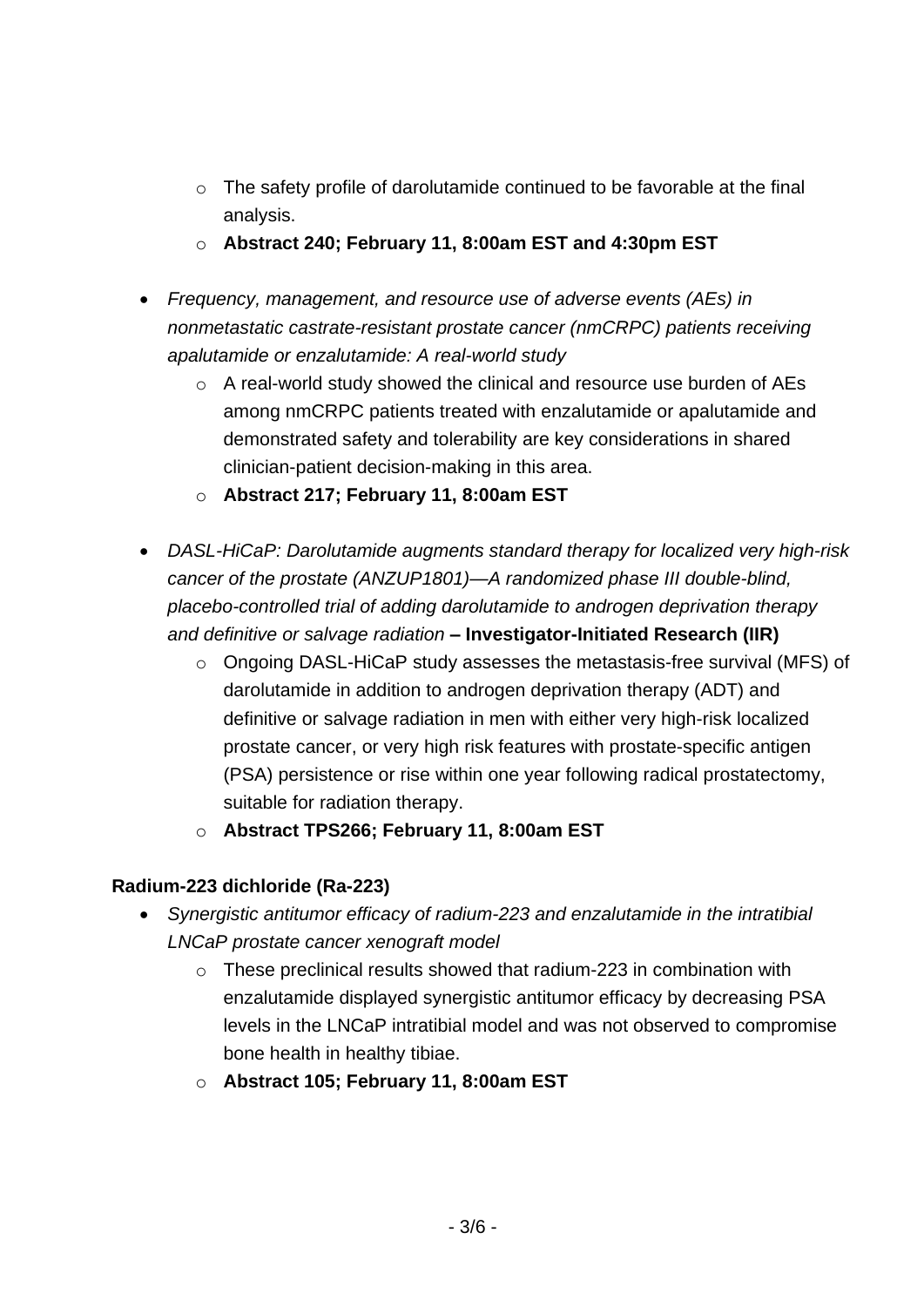- The safety profile of darolutamide continued to be favorable at the final analysis.
    - **Abstract 240; February 11, 8:00am EST and 4:30pm EST**

- *Frequency, management, and resource use of adverse events (AEs) in nonmetastatic castrate-resistant prostate cancer (nmCRPC) patients receiving apalutamide or enzalutamide: A real-world study*
    - A real-world study showed the clinical and resource use burden of AEs among nmCRPC patients treated with enzalutamide or apalutamide and demonstrated safety and tolerability are key considerations in shared clinician-patient decision-making in this area.
    - **Abstract 217; February 11, 8:00am EST**

- *DASL-HiCaP: Darolutamide augments standard therapy for localized very high-risk cancer of the prostate (ANZUP1801)—A randomized phase III double-blind, placebo-controlled trial of adding darolutamide to androgen deprivation therapy and definitive or salvage radiation* **– Investigator-Initiated Research (IIR)**
    - Ongoing DASL-HiCaP study assesses the metastasis-free survival (MFS) of darolutamide in addition to androgen deprivation therapy (ADT) and definitive or salvage radiation in men with either very high-risk localized prostate cancer, or very high risk features with prostate-specific antigen (PSA) persistence or rise within one year following radical prostatectomy, suitable for radiation therapy.
    - **Abstract TPS266; February 11, 8:00am EST**

**Radium-223 dichloride (Ra-223)**

- *Synergistic antitumor efficacy of radium-223 and enzalutamide in the intratibial LNCaP prostate cancer xenograft model*
    - These preclinical results showed that radium-223 in combination with enzalutamide displayed synergistic antitumor efficacy by decreasing PSA levels in the LNCaP intratibial model and was not observed to compromise bone health in healthy tibiae.
    - **Abstract 105; February 11, 8:00am EST**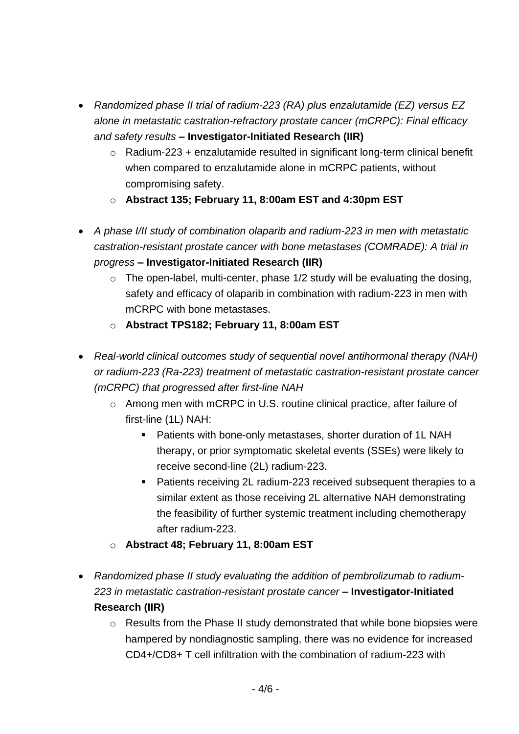- *Randomized phase II trial of radium-223 (RA) plus enzalutamide (EZ) versus EZ alone in metastatic castration-refractory prostate cancer (mCRPC): Final efficacy and safety results* **– Investigator-Initiated Research (IIR)**
    - Radium-223 + enzalutamide resulted in significant long-term clinical benefit when compared to enzalutamide alone in mCRPC patients, without compromising safety.
    - **Abstract 135; February 11, 8:00am EST and 4:30pm EST**

- *A phase I/II study of combination olaparib and radium-223 in men with metastatic castration-resistant prostate cancer with bone metastases (COMRADE): A trial in progress* **– Investigator-Initiated Research (IIR)**
    - The open-label, multi-center, phase 1/2 study will be evaluating the dosing, safety and efficacy of olaparib in combination with radium-223 in men with mCRPC with bone metastases.
    - **Abstract TPS182; February 11, 8:00am EST**

- *Real-world clinical outcomes study of sequential novel antihormonal therapy (NAH) or radium-223 (Ra-223) treatment of metastatic castration-resistant prostate cancer (mCRPC) that progressed after first-line NAH*
    - Among men with mCRPC in U.S. routine clinical practice, after failure of first-line (1L) NAH:
        - Patients with bone-only metastases, shorter duration of 1L NAH therapy, or prior symptomatic skeletal events (SSEs) were likely to receive second-line (2L) radium-223.
        - Patients receiving 2L radium-223 received subsequent therapies to a similar extent as those receiving 2L alternative NAH demonstrating the feasibility of further systemic treatment including chemotherapy after radium-223.
    - **Abstract 48; February 11, 8:00am EST**

- *Randomized phase II study evaluating the addition of pembrolizumab to radium-223 in metastatic castration-resistant prostate cancer* **– Investigator-Initiated Research (IIR)**
    - Results from the Phase II study demonstrated that while bone biopsies were hampered by nondiagnostic sampling, there was no evidence for increased CD4+/CD8+ T cell infiltration with the combination of radium-223 with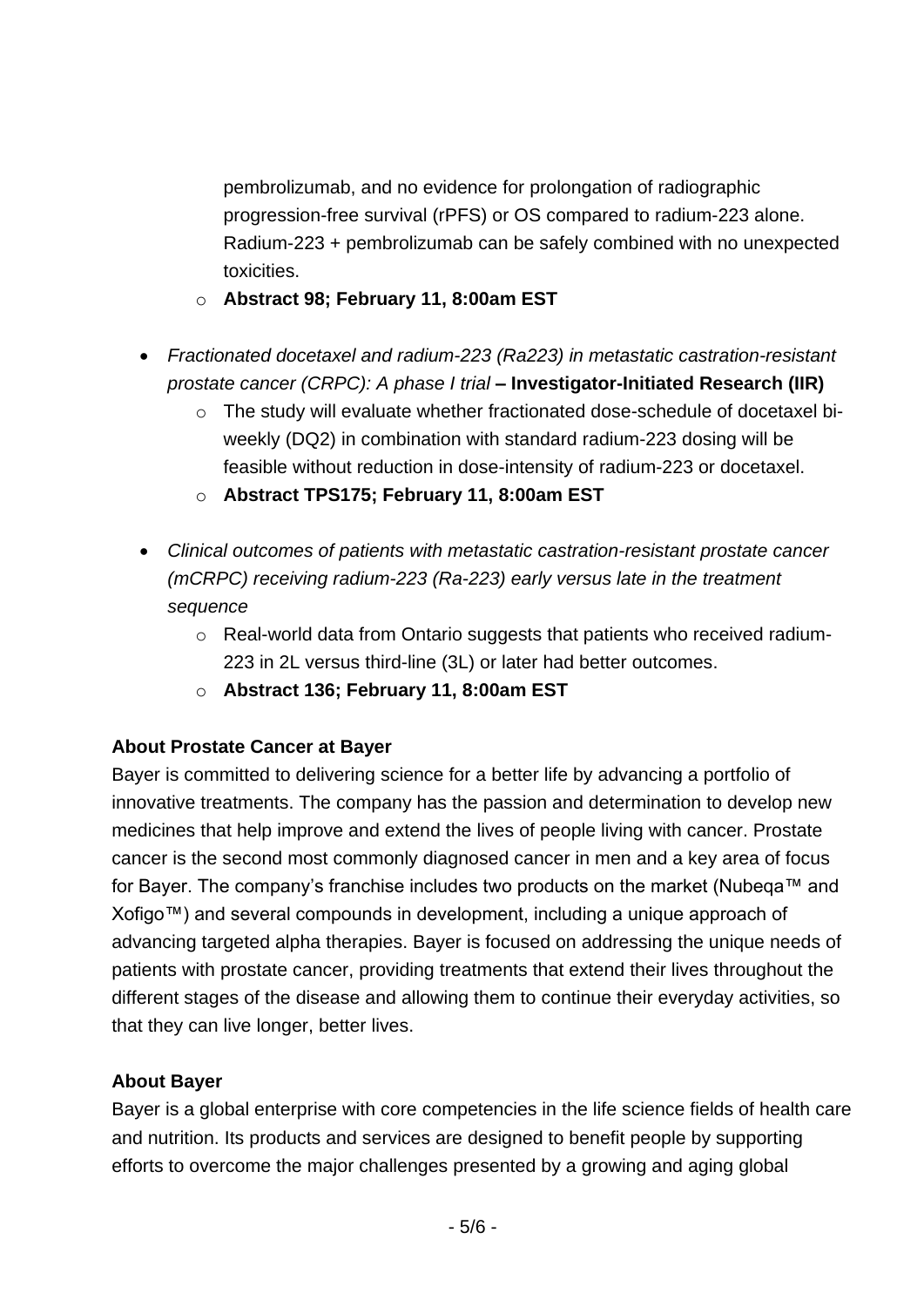pembrolizumab, and no evidence for prolongation of radiographic progression-free survival (rPFS) or OS compared to radium-223 alone. Radium-223 + pembrolizumab can be safely combined with no unexpected toxicities.
  - **Abstract 98; February 11, 8:00am EST**

- *Fractionated docetaxel and radium-223 (Ra223) in metastatic castration-resistant prostate cancer (CRPC): A phase I trial* **– Investigator-Initiated Research (IIR)**
  - The study will evaluate whether fractionated dose-schedule of docetaxel bi-weekly (DQ2) in combination with standard radium-223 dosing will be feasible without reduction in dose-intensity of radium-223 or docetaxel.
  - **Abstract TPS175; February 11, 8:00am EST**

- *Clinical outcomes of patients with metastatic castration-resistant prostate cancer (mCRPC) receiving radium-223 (Ra-223) early versus late in the treatment sequence*
  - Real-world data from Ontario suggests that patients who received radium-223 in 2L versus third-line (3L) or later had better outcomes.
  - **Abstract 136; February 11, 8:00am EST**

**About Prostate Cancer at Bayer**

Bayer is committed to delivering science for a better life by advancing a portfolio of innovative treatments. The company has the passion and determination to develop new medicines that help improve and extend the lives of people living with cancer. Prostate cancer is the second most commonly diagnosed cancer in men and a key area of focus for Bayer. The company's franchise includes two products on the market (Nubeqa™ and Xofigo™) and several compounds in development, including a unique approach of advancing targeted alpha therapies. Bayer is focused on addressing the unique needs of patients with prostate cancer, providing treatments that extend their lives throughout the different stages of the disease and allowing them to continue their everyday activities, so that they can live longer, better lives.

**About Bayer**

Bayer is a global enterprise with core competencies in the life science fields of health care and nutrition. Its products and services are designed to benefit people by supporting efforts to overcome the major challenges presented by a growing and aging global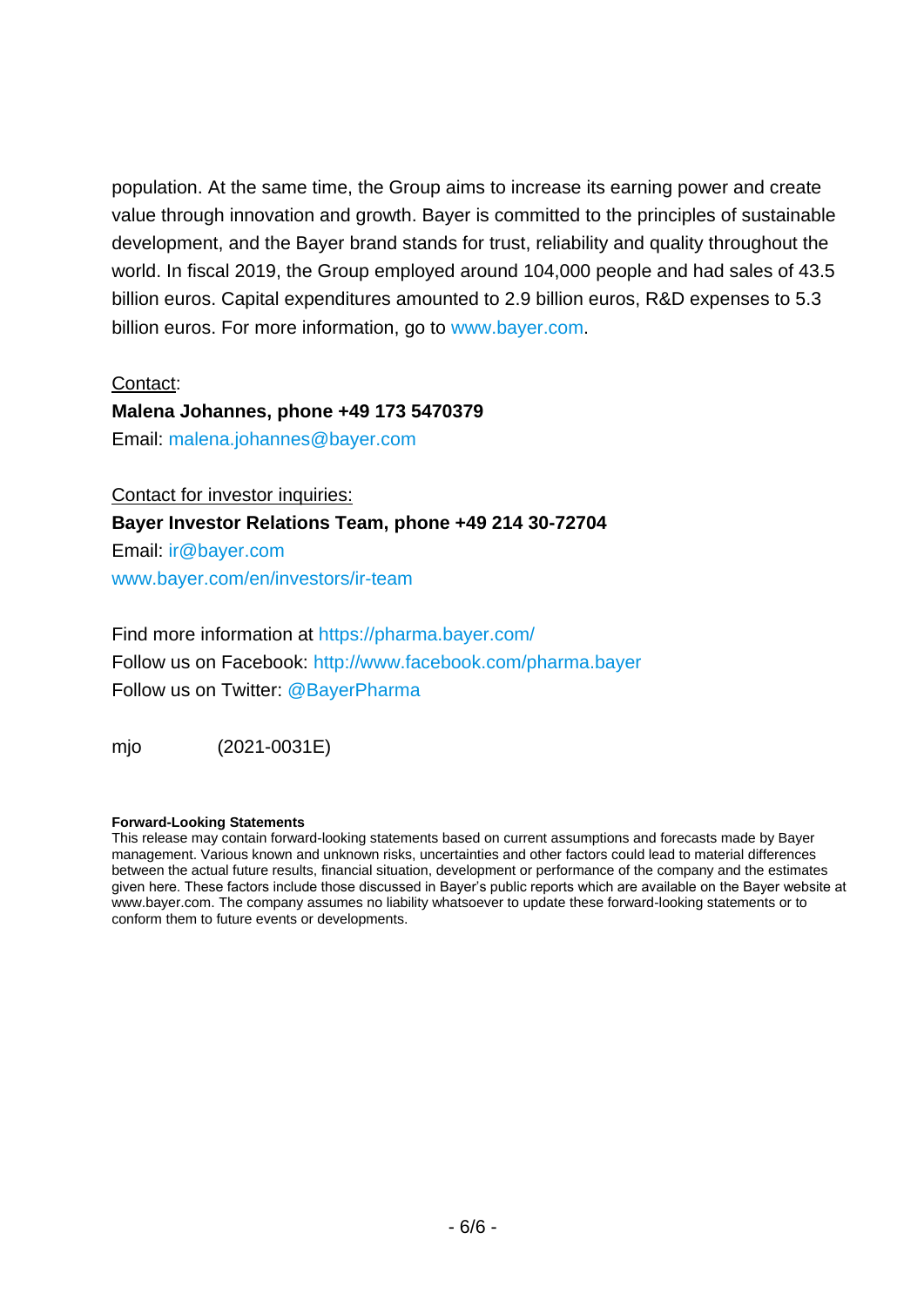population. At the same time, the Group aims to increase its earning power and create value through innovation and growth. Bayer is committed to the principles of sustainable development, and the Bayer brand stands for trust, reliability and quality throughout the world. In fiscal 2019, the Group employed around 104,000 people and had sales of 43.5 billion euros. Capital expenditures amounted to 2.9 billion euros, R&D expenses to 5.3 billion euros. For more information, go to www.bayer.com.

Contact:
**Malena Johannes, phone +49 173 5470379**
Email: malena.johannes@bayer.com

Contact for investor inquiries:
**Bayer Investor Relations Team, phone +49 214 30-72704**
Email: ir@bayer.com
www.bayer.com/en/investors/ir-team

Find more information at https://pharma.bayer.com/
Follow us on Facebook: http://www.facebook.com/pharma.bayer
Follow us on Twitter: @BayerPharma

mjo (2021-0031E)

**Forward-Looking Statements**
This release may contain forward-looking statements based on current assumptions and forecasts made by Bayer management. Various known and unknown risks, uncertainties and other factors could lead to material differences between the actual future results, financial situation, development or performance of the company and the estimates given here. These factors include those discussed in Bayer's public reports which are available on the Bayer website at www.bayer.com. The company assumes no liability whatsoever to update these forward-looking statements or to conform them to future events or developments.